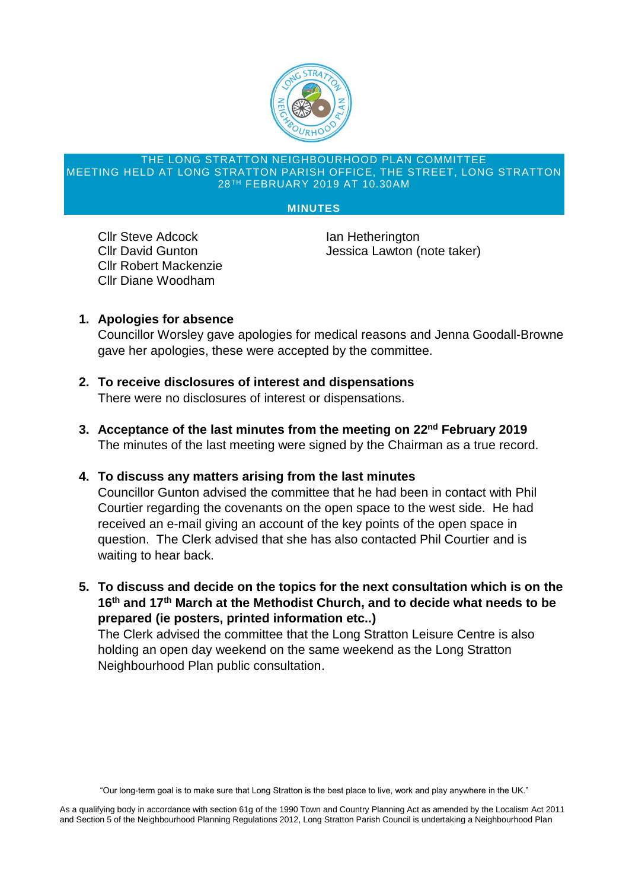THE LONG STRATTON NEIGHBOURHOOD PLAN COMMITTEE
MEETING HELD AT LONG STRATTON PARISH OFFICE, THE STREET, LONG STRATTON
28TH FEBRUARY 2019 AT 10.30AM

**MINUTES**

Cllr Steve Adcock
Cllr David Gunton
Cllr Robert Mackenzie
Cllr Diane Woodham
Ian Hetherington
Jessica Lawton (note taker)

1. **Apologies for absence**
   Councillor Worsley gave apologies for medical reasons and Jenna Goodall-Browne gave her apologies, these were accepted by the committee.

2. **To receive disclosures of interest and dispensations**
   There were no disclosures of interest or dispensations.

3. **Acceptance of the last minutes from the meeting on 22nd February 2019**
   The minutes of the last meeting were signed by the Chairman as a true record.

4. **To discuss any matters arising from the last minutes**
   Councillor Gunton advised the committee that he had been in contact with Phil Courtier regarding the covenants on the open space to the west side. He had received an e-mail giving an account of the key points of the open space in question. The Clerk advised that she has also contacted Phil Courtier and is waiting to hear back.

5. **To discuss and decide on the topics for the next consultation which is on the 16th and 17th March at the Methodist Church, and to decide what needs to be prepared (ie posters, printed information etc..)**
   The Clerk advised the committee that the Long Stratton Leisure Centre is also holding an open day weekend on the same weekend as the Long Stratton Neighbourhood Plan public consultation.

"Our long-term goal is to make sure that Long Stratton is the best place to live, work and play anywhere in the UK."

As a qualifying body in accordance with section 61g of the 1990 Town and Country Planning Act as amended by the Localism Act 2011 and Section 5 of the Neighbourhood Planning Regulations 2012, Long Stratton Parish Council is undertaking a Neighbourhood Plan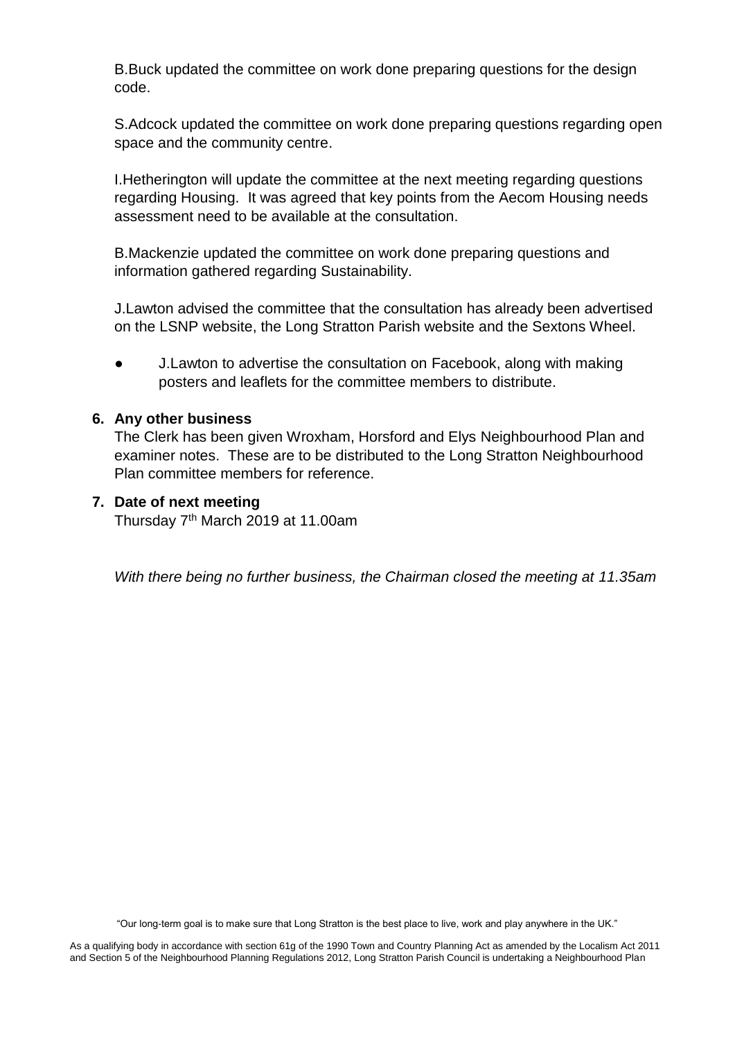B.Buck updated the committee on work done preparing questions for the design code.

S.Adcock updated the committee on work done preparing questions regarding open space and the community centre.

I.Hetherington will update the committee at the next meeting regarding questions regarding Housing. It was agreed that key points from the Aecom Housing needs assessment need to be available at the consultation.

B.Mackenzie updated the committee on work done preparing questions and information gathered regarding Sustainability.

J.Lawton advised the committee that the consultation has already been advertised on the LSNP website, the Long Stratton Parish website and the Sextons Wheel.

- J.Lawton to advertise the consultation on Facebook, along with making posters and leaflets for the committee members to distribute.

**6. Any other business**

The Clerk has been given Wroxham, Horsford and Elys Neighbourhood Plan and examiner notes. These are to be distributed to the Long Stratton Neighbourhood Plan committee members for reference.

**7. Date of next meeting**

Thursday 7th March 2019 at 11.00am

*With there being no further business, the Chairman closed the meeting at 11.35am*

"Our long-term goal is to make sure that Long Stratton is the best place to live, work and play anywhere in the UK."

As a qualifying body in accordance with section 61g of the 1990 Town and Country Planning Act as amended by the Localism Act 2011 and Section 5 of the Neighbourhood Planning Regulations 2012, Long Stratton Parish Council is undertaking a Neighbourhood Plan